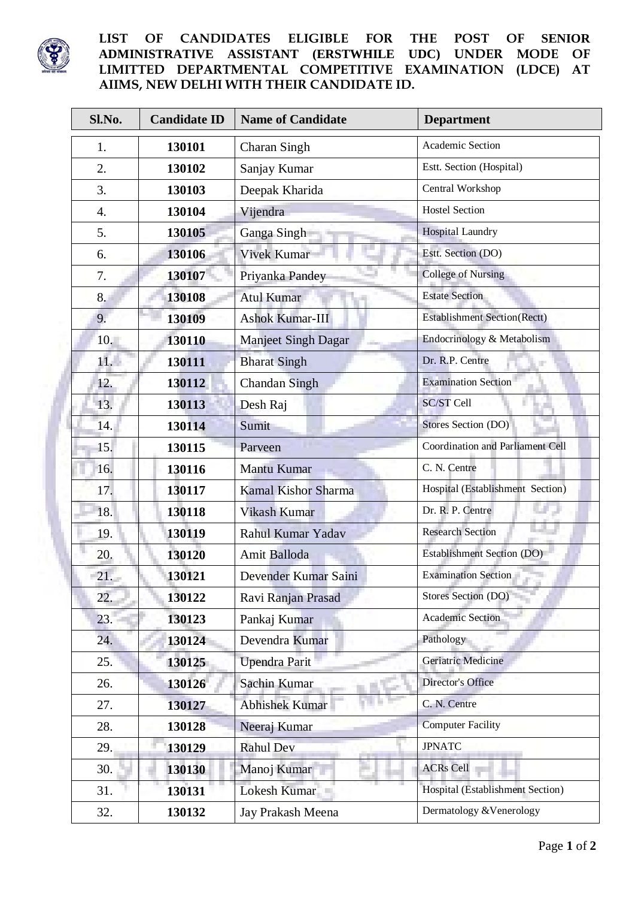**LIST OF CANDIDATES ELIGIBLE FOR THE POST OF SENIOR ADMINISTRATIVE ASSISTANT (ERSTWHILE UDC) UNDER MODE OF LIMITTED DEPARTMENTAL COMPETITIVE EXAMINATION (LDCE) AT AIIMS, NEW DELHI WITH THEIR CANDIDATE ID.**

| Sl.No. | Candidate ID | Name of Candidate | Department |
|---|---|---|---|
| 1. | **130101** | Charan Singh | Academic Section |
| 2. | **130102** | Sanjay Kumar | Estt. Section (Hospital) |
| 3. | **130103** | Deepak Kharida | Central Workshop |
| 4. | **130104** | Vijendra | Hostel Section |
| 5. | **130105** | Ganga Singh | Hospital Laundry |
| 6. | **130106** | Vivek Kumar | Estt. Section (DO) |
| 7. | **130107** | Priyanka Pandey | College of Nursing |
| 8. | **130108** | Atul Kumar | Estate Section |
| 9. | **130109** | Ashok Kumar-III | Establishment Section(Rectt) |
| 10. | **130110** | Manjeet Singh Dagar | Endocrinology & Metabolism |
| 11. | **130111** | Bharat Singh | Dr. R.P. Centre |
| 12. | **130112** | Chandan Singh | Examination Section |
| 13. | **130113** | Desh Raj | SC/ST Cell |
| 14. | **130114** | Sumit | Stores Section (DO) |
| 15. | **130115** | Parveen | Coordination and Parliament Cell |
| 16. | **130116** | Mantu Kumar | C. N. Centre |
| 17. | **130117** | Kamal Kishor Sharma | Hospital (Establishment Section) |
| 18. | **130118** | Vikash Kumar | Dr. R. P. Centre |
| 19. | **130119** | Rahul Kumar Yadav | Research Section |
| 20. | **130120** | Amit Balloda | Establishment Section (DO) |
| 21. | **130121** | Devender Kumar Saini | Examination Section |
| 22. | **130122** | Ravi Ranjan Prasad | Stores Section (DO) |
| 23. | **130123** | Pankaj Kumar | Academic Section |
| 24. | **130124** | Devendra Kumar | Pathology |
| 25. | **130125** | Upendra Parit | Geriatric Medicine |
| 26. | **130126** | Sachin Kumar | Director's Office |
| 27. | **130127** | Abhishek Kumar | C. N. Centre |
| 28. | **130128** | Neeraj Kumar | Computer Facility |
| 29. | **130129** | Rahul Dev | JPNATC |
| 30. | **130130** | Manoj Kumar | ACRs Cell |
| 31. | **130131** | Lokesh Kumar | Hospital (Establishment Section) |
| 32. | **130132** | Jay Prakash Meena | Dermatology &Venerology |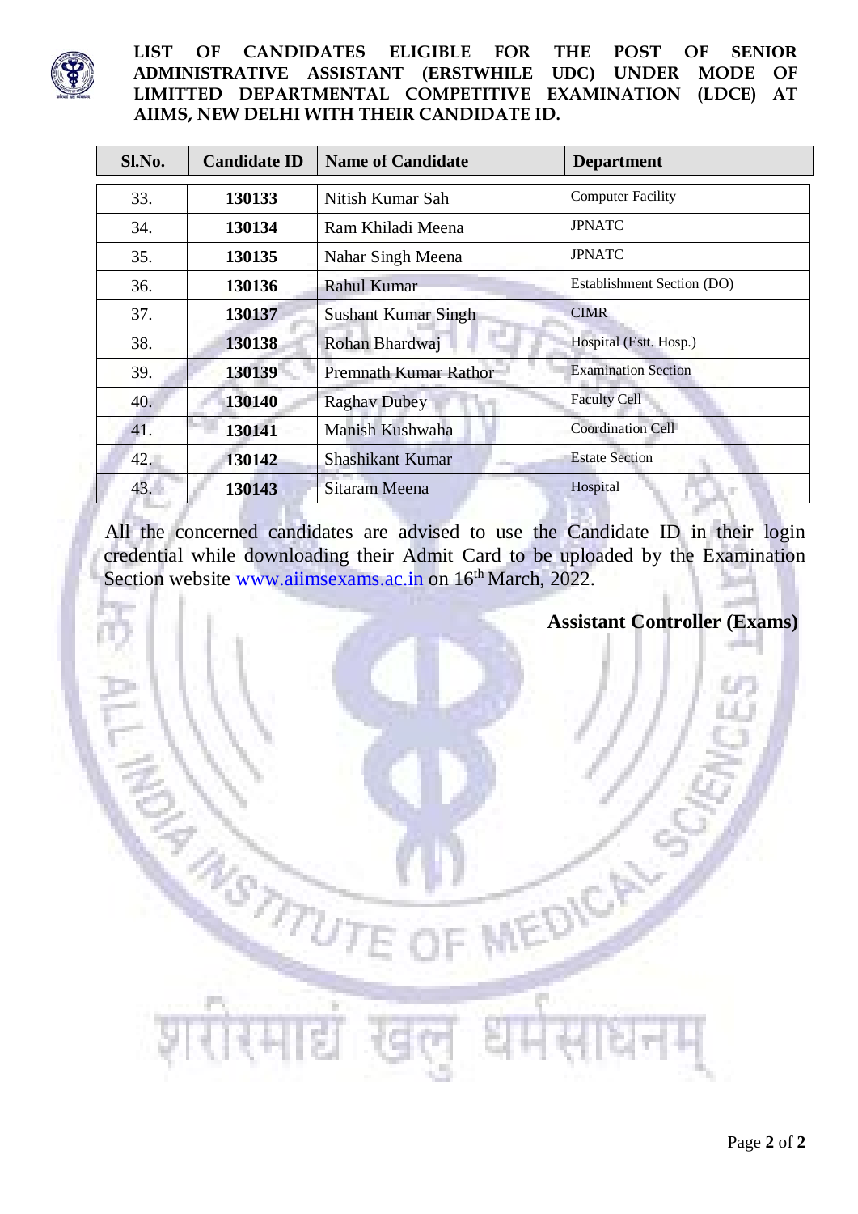**LIST OF CANDIDATES ELIGIBLE FOR THE POST OF SENIOR ADMINISTRATIVE ASSISTANT (ERSTWHILE UDC) UNDER MODE OF LIMITTED DEPARTMENTAL COMPETITIVE EXAMINATION (LDCE) AT AIIMS, NEW DELHI WITH THEIR CANDIDATE ID.**

| Sl.No. | Candidate ID | Name of Candidate | Department |
|---|---|---|---|
| 33. | **130133** | Nitish Kumar Sah | Computer Facility |
| 34. | **130134** | Ram Khiladi Meena | JPNATC |
| 35. | **130135** | Nahar Singh Meena | JPNATC |
| 36. | **130136** | Rahul Kumar | Establishment Section (DO) |
| 37. | **130137** | Sushant Kumar Singh | CIMR |
| 38. | **130138** | Rohan Bhardwaj | Hospital (Estt. Hosp.) |
| 39. | **130139** | Premnath Kumar Rathor | Examination Section |
| 40. | **130140** | Raghav Dubey | Faculty Cell |
| 41. | **130141** | Manish Kushwaha | Coordination Cell |
| 42. | **130142** | Shashikant Kumar | Estate Section |
| 43. | **130143** | Sitaram Meena | Hospital |

All the concerned candidates are advised to use the Candidate ID in their login credential while downloading their Admit Card to be uploaded by the Examination Section website www.aiimsexams.ac.in on 16th March, 2022.

**Assistant Controller (Exams)**